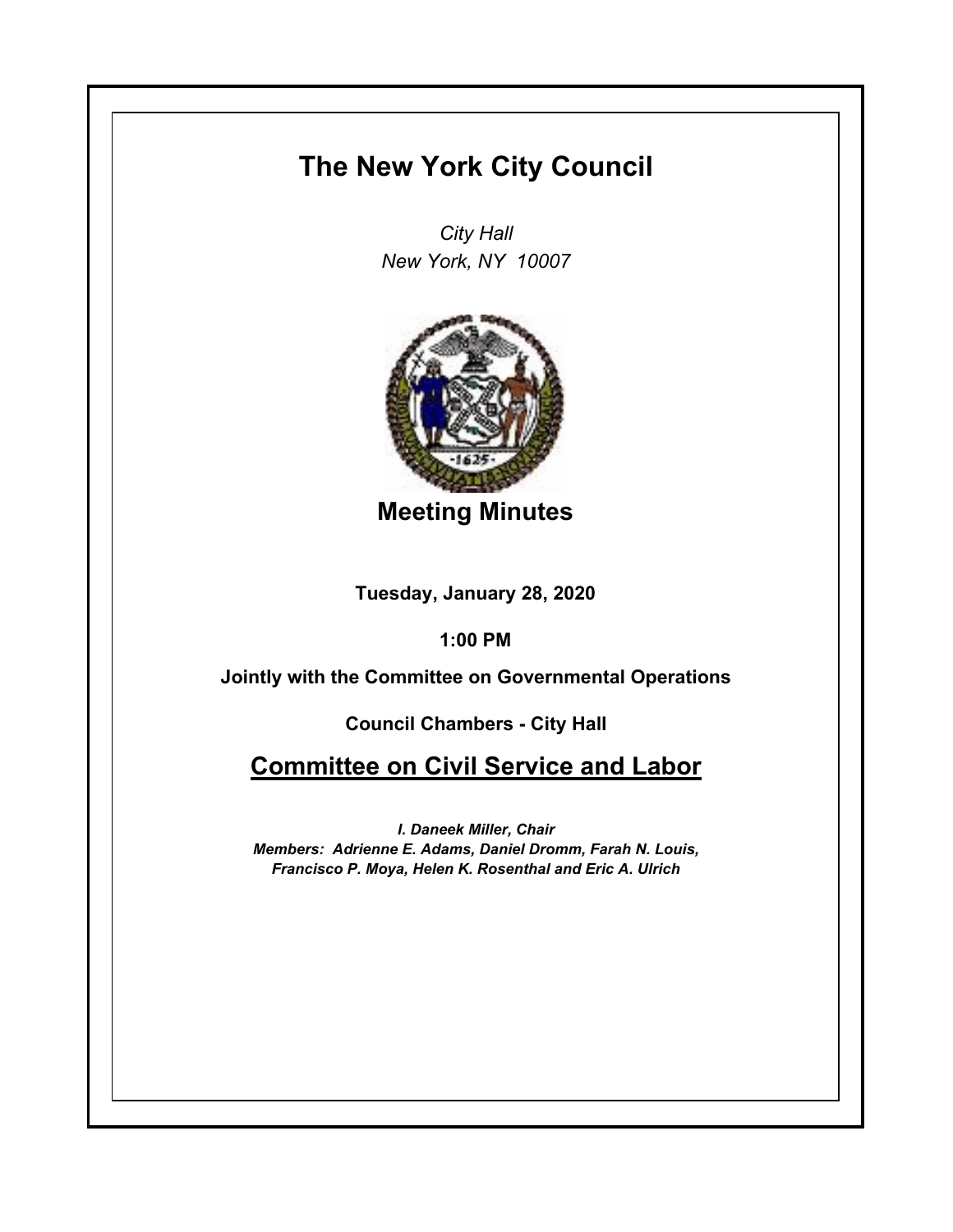# The New York City Council

*City Hall*
*New York, NY 10007*

## Meeting Minutes

**Tuesday, January 28, 2020**

**1:00 PM**

**Jointly with the Committee on Governmental Operations**

**Council Chambers - City Hall**

## Committee on Civil Service and Labor

***I. Daneek Miller, Chair***
***Members: Adrienne E. Adams, Daniel Dromm, Farah N. Louis, Francisco P. Moya, Helen K. Rosenthal and Eric A. Ulrich***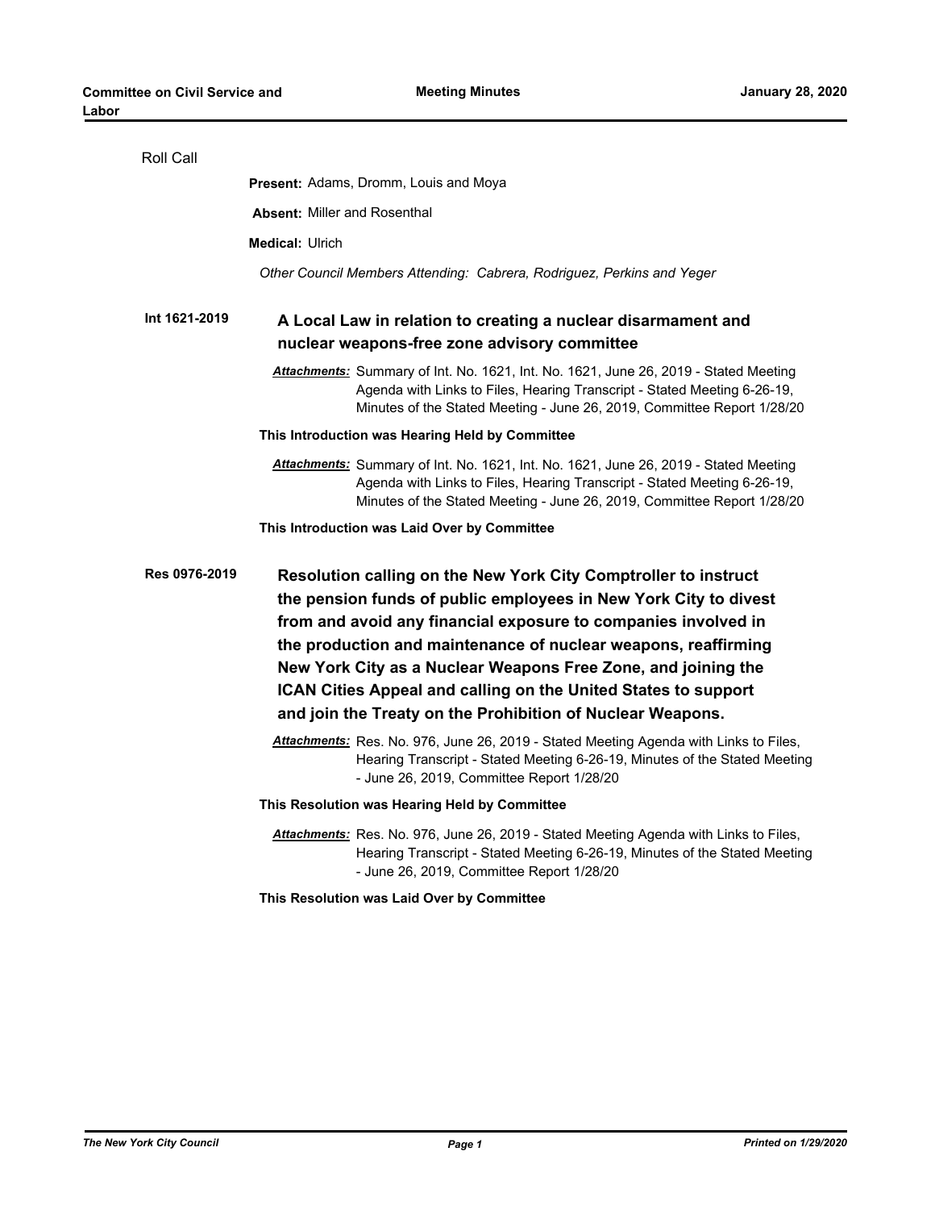Roll Call

**Present:** Adams, Dromm, Louis and Moya

**Absent:** Miller and Rosenthal

**Medical:** Ulrich

*Other Council Members Attending: Cabrera, Rodriguez, Perkins and Yeger*

**Int 1621-2019**

## A Local Law in relation to creating a nuclear disarmament and nuclear weapons-free zone advisory committee

***Attachments:*** Summary of Int. No. 1621, Int. No. 1621, June 26, 2019 - Stated Meeting Agenda with Links to Files, Hearing Transcript - Stated Meeting 6-26-19, Minutes of the Stated Meeting - June 26, 2019, Committee Report 1/28/20

**This Introduction was Hearing Held by Committee**

***Attachments:*** Summary of Int. No. 1621, Int. No. 1621, June 26, 2019 - Stated Meeting Agenda with Links to Files, Hearing Transcript - Stated Meeting 6-26-19, Minutes of the Stated Meeting - June 26, 2019, Committee Report 1/28/20

**This Introduction was Laid Over by Committee**

**Res 0976-2019**

## Resolution calling on the New York City Comptroller to instruct the pension funds of public employees in New York City to divest from and avoid any financial exposure to companies involved in the production and maintenance of nuclear weapons, reaffirming New York City as a Nuclear Weapons Free Zone, and joining the ICAN Cities Appeal and calling on the United States to support and join the Treaty on the Prohibition of Nuclear Weapons.

***Attachments:*** Res. No. 976, June 26, 2019 - Stated Meeting Agenda with Links to Files, Hearing Transcript - Stated Meeting 6-26-19, Minutes of the Stated Meeting - June 26, 2019, Committee Report 1/28/20

**This Resolution was Hearing Held by Committee**

***Attachments:*** Res. No. 976, June 26, 2019 - Stated Meeting Agenda with Links to Files, Hearing Transcript - Stated Meeting 6-26-19, Minutes of the Stated Meeting - June 26, 2019, Committee Report 1/28/20

**This Resolution was Laid Over by Committee**